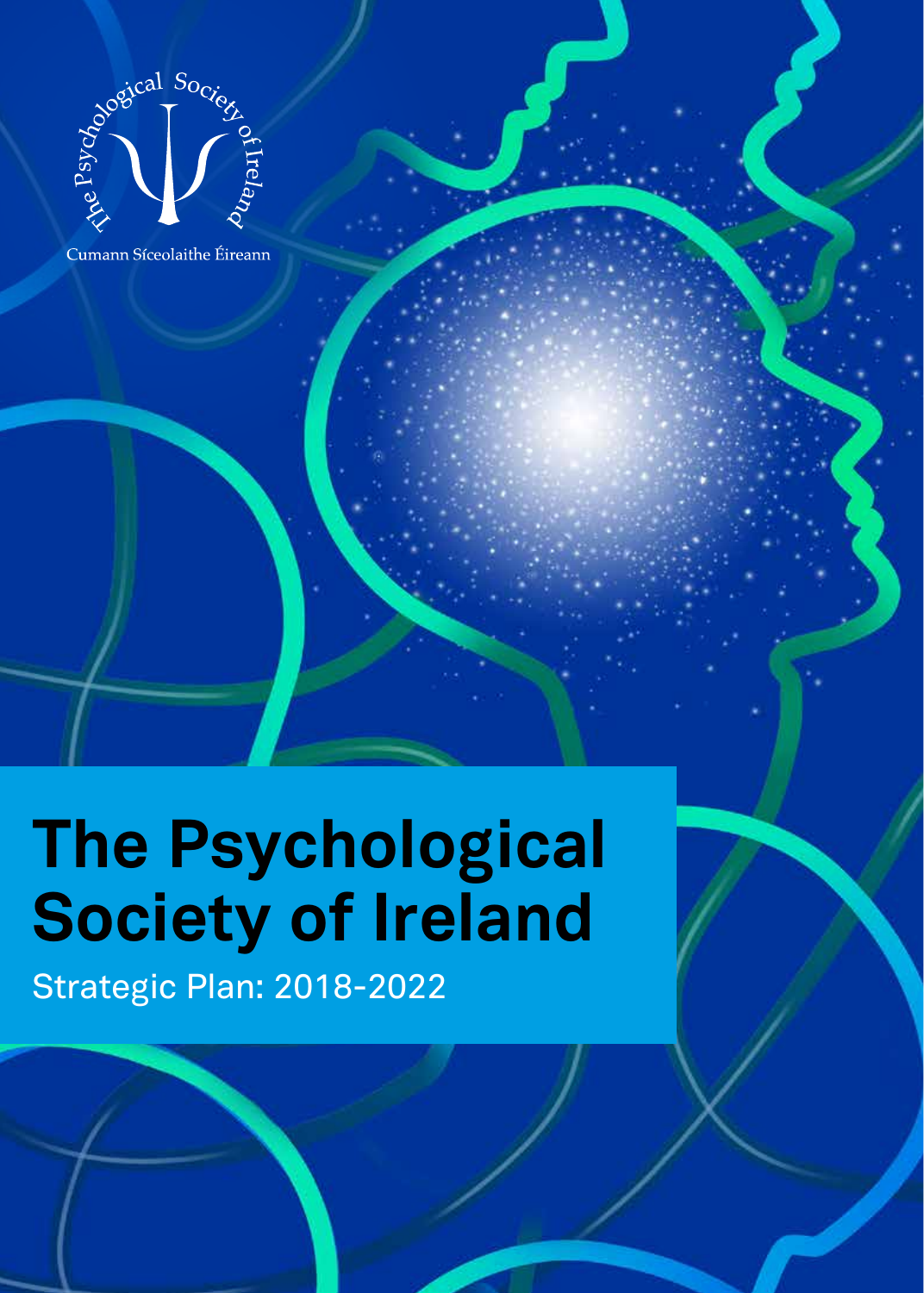The Psychological Society of Ireland

Cumann Síceolaithe Éireann

# The Psychological Society of Ireland

Strategic Plan: 2018-2022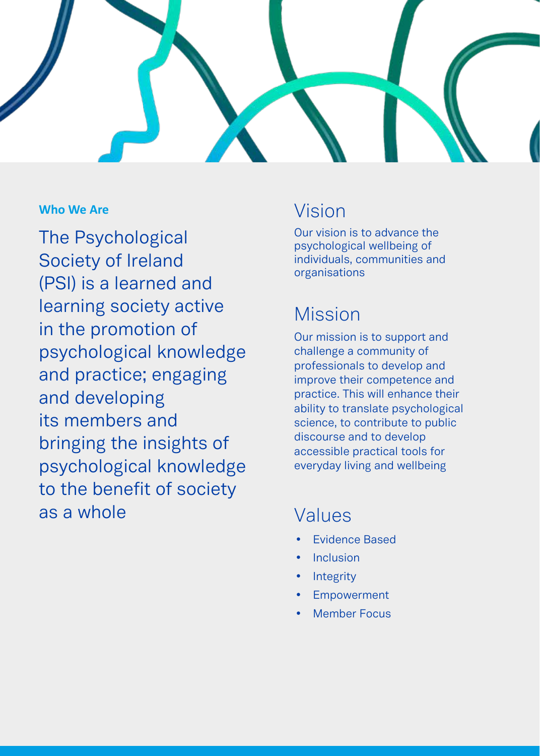## Who We Are

The Psychological Society of Ireland (PSI) is a learned and learning society active in the promotion of psychological knowledge and practice; engaging and developing its members and bringing the insights of psychological knowledge to the benefit of society as a whole

## Vision

Our vision is to advance the psychological wellbeing of individuals, communities and organisations

## Mission

Our mission is to support and challenge a community of professionals to develop and improve their competence and practice. This will enhance their ability to translate psychological science, to contribute to public discourse and to develop accessible practical tools for everyday living and wellbeing

## Values

- Evidence Based
- Inclusion
- Integrity
- Empowerment
- Member Focus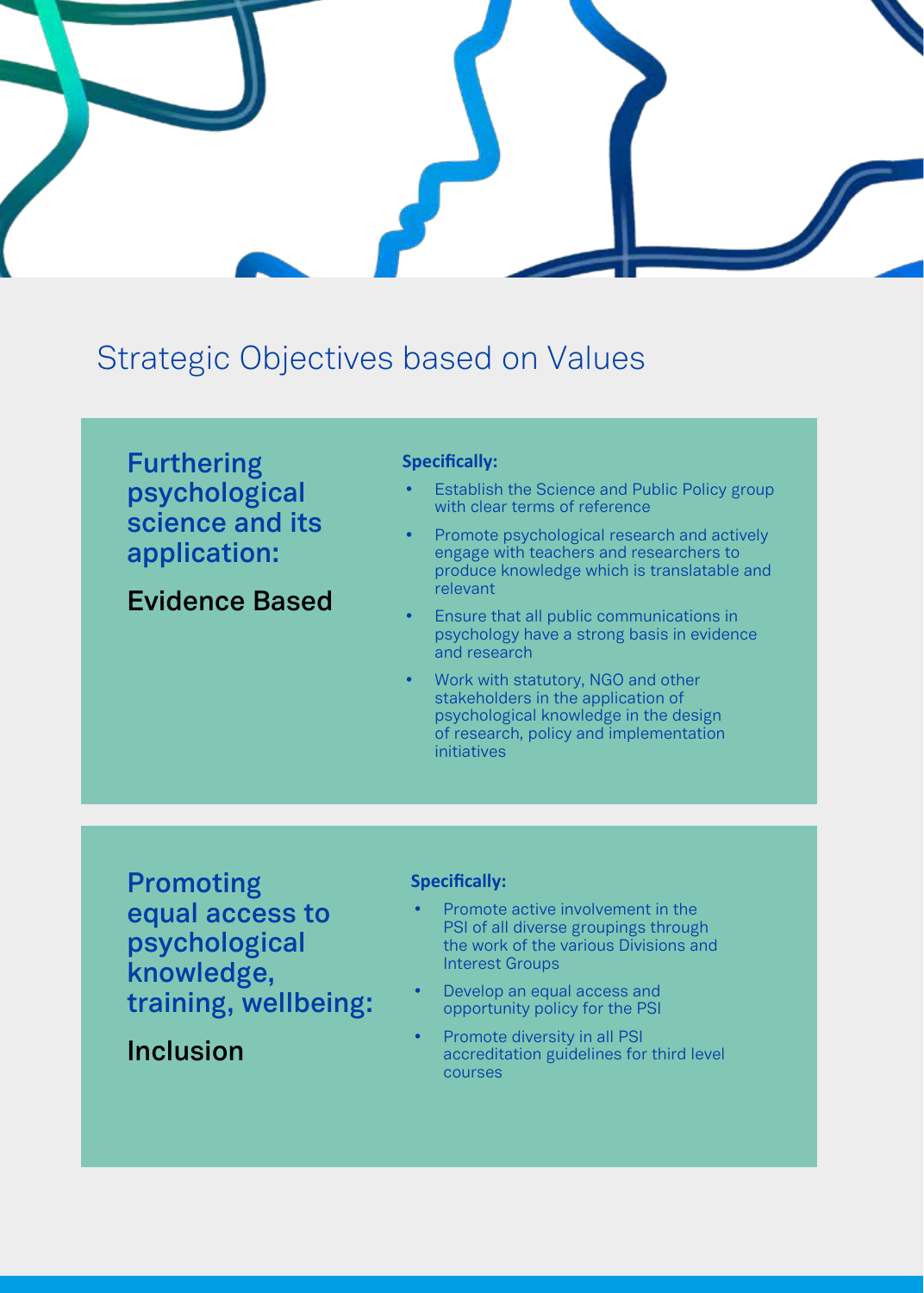# Strategic Objectives based on Values

## Furthering psychological science and its application:

### Evidence Based

**Specifically:**

- Establish the Science and Public Policy group with clear terms of reference
- Promote psychological research and actively engage with teachers and researchers to produce knowledge which is translatable and relevant
- Ensure that all public communications in psychology have a strong basis in evidence and research
- Work with statutory, NGO and other stakeholders in the application of psychological knowledge in the design of research, policy and implementation initiatives

## Promoting equal access to psychological knowledge, training, wellbeing:

### Inclusion

**Specifically:**

- Promote active involvement in the PSI of all diverse groupings through the work of the various Divisions and Interest Groups
- Develop an equal access and opportunity policy for the PSI
- Promote diversity in all PSI accreditation guidelines for third level courses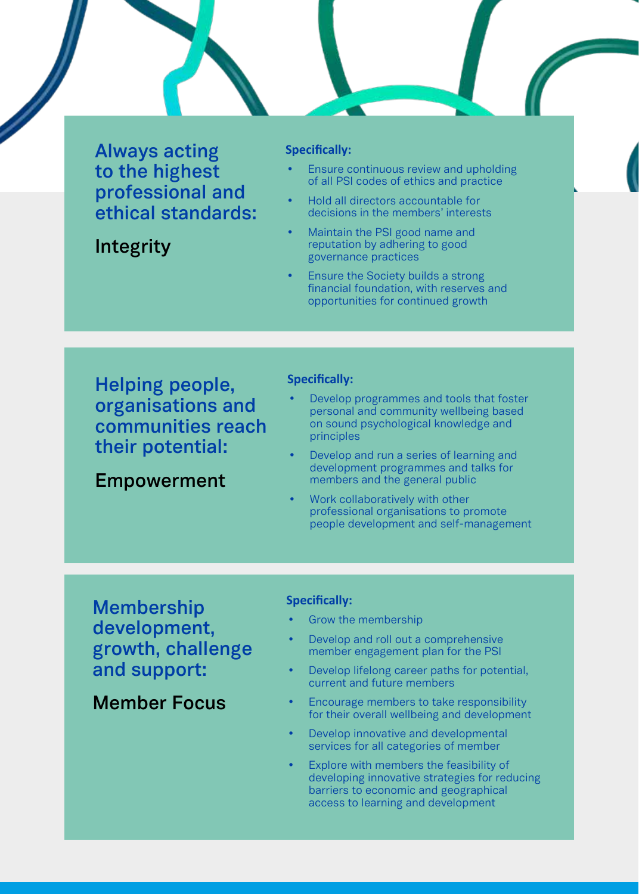## Always acting to the highest professional and ethical standards:

### Integrity

**Specifically:**

- Ensure continuous review and upholding of all PSI codes of ethics and practice
- Hold all directors accountable for decisions in the members' interests
- Maintain the PSI good name and reputation by adhering to good governance practices
- Ensure the Society builds a strong financial foundation, with reserves and opportunities for continued growth

## Helping people, organisations and communities reach their potential:

### Empowerment

**Specifically:**

- Develop programmes and tools that foster personal and community wellbeing based on sound psychological knowledge and principles
- Develop and run a series of learning and development programmes and talks for members and the general public
- Work collaboratively with other professional organisations to promote people development and self-management

## Membership development, growth, challenge and support:

### Member Focus

**Specifically:**

- Grow the membership
- Develop and roll out a comprehensive member engagement plan for the PSI
- Develop lifelong career paths for potential, current and future members
- Encourage members to take responsibility for their overall wellbeing and development
- Develop innovative and developmental services for all categories of member
- Explore with members the feasibility of developing innovative strategies for reducing barriers to economic and geographical access to learning and development